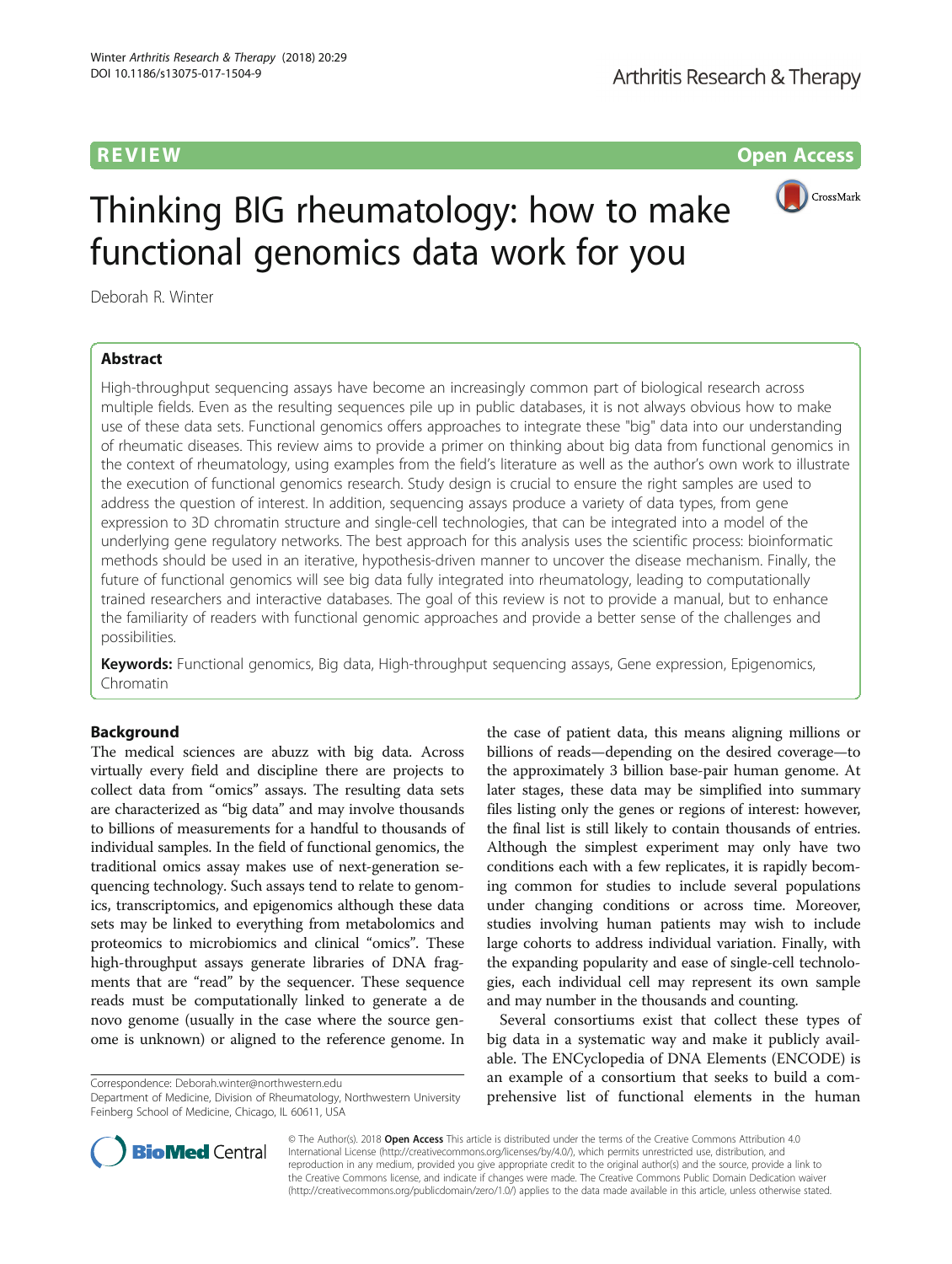REVIEW

Open Access

# Thinking BIG rheumatology: how to make functional genomics data work for you

Deborah R. Winter

## Abstract

High-throughput sequencing assays have become an increasingly common part of biological research across multiple fields. Even as the resulting sequences pile up in public databases, it is not always obvious how to make use of these data sets. Functional genomics offers approaches to integrate these "big" data into our understanding of rheumatic diseases. This review aims to provide a primer on thinking about big data from functional genomics in the context of rheumatology, using examples from the field's literature as well as the author's own work to illustrate the execution of functional genomics research. Study design is crucial to ensure the right samples are used to address the question of interest. In addition, sequencing assays produce a variety of data types, from gene expression to 3D chromatin structure and single-cell technologies, that can be integrated into a model of the underlying gene regulatory networks. The best approach for this analysis uses the scientific process: bioinformatic methods should be used in an iterative, hypothesis-driven manner to uncover the disease mechanism. Finally, the future of functional genomics will see big data fully integrated into rheumatology, leading to computationally trained researchers and interactive databases. The goal of this review is not to provide a manual, but to enhance the familiarity of readers with functional genomic approaches and provide a better sense of the challenges and possibilities.

**Keywords:** Functional genomics, Big data, High-throughput sequencing assays, Gene expression, Epigenomics, Chromatin

## Background

The medical sciences are abuzz with big data. Across virtually every field and discipline there are projects to collect data from "omics" assays. The resulting data sets are characterized as "big data" and may involve thousands to billions of measurements for a handful to thousands of individual samples. In the field of functional genomics, the traditional omics assay makes use of next-generation sequencing technology. Such assays tend to relate to genomics, transcriptomics, and epigenomics although these data sets may be linked to everything from metabolomics and proteomics to microbiomics and clinical "omics". These high-throughput assays generate libraries of DNA fragments that are "read" by the sequencer. These sequence reads must be computationally linked to generate a de novo genome (usually in the case where the source genome is unknown) or aligned to the reference genome. In the case of patient data, this means aligning millions or billions of reads—depending on the desired coverage—to the approximately 3 billion base-pair human genome. At later stages, these data may be simplified into summary files listing only the genes or regions of interest: however, the final list is still likely to contain thousands of entries. Although the simplest experiment may only have two conditions each with a few replicates, it is rapidly becoming common for studies to include several populations under changing conditions or across time. Moreover, studies involving human patients may wish to include large cohorts to address individual variation. Finally, with the expanding popularity and ease of single-cell technologies, each individual cell may represent its own sample and may number in the thousands and counting.

Several consortiums exist that collect these types of big data in a systematic way and make it publicly available. The ENCyclopedia of DNA Elements (ENCODE) is an example of a consortium that seeks to build a comprehensive list of functional elements in the human

Correspondence: Deborah.winter@northwestern.edu
Department of Medicine, Division of Rheumatology, Northwestern University Feinberg School of Medicine, Chicago, IL 60611, USA

© The Author(s). 2018 **Open Access** This article is distributed under the terms of the Creative Commons Attribution 4.0 International License (http://creativecommons.org/licenses/by/4.0/), which permits unrestricted use, distribution, and reproduction in any medium, provided you give appropriate credit to the original author(s) and the source, provide a link to the Creative Commons license, and indicate if changes were made. The Creative Commons Public Domain Dedication waiver (http://creativecommons.org/publicdomain/zero/1.0/) applies to the data made available in this article, unless otherwise stated.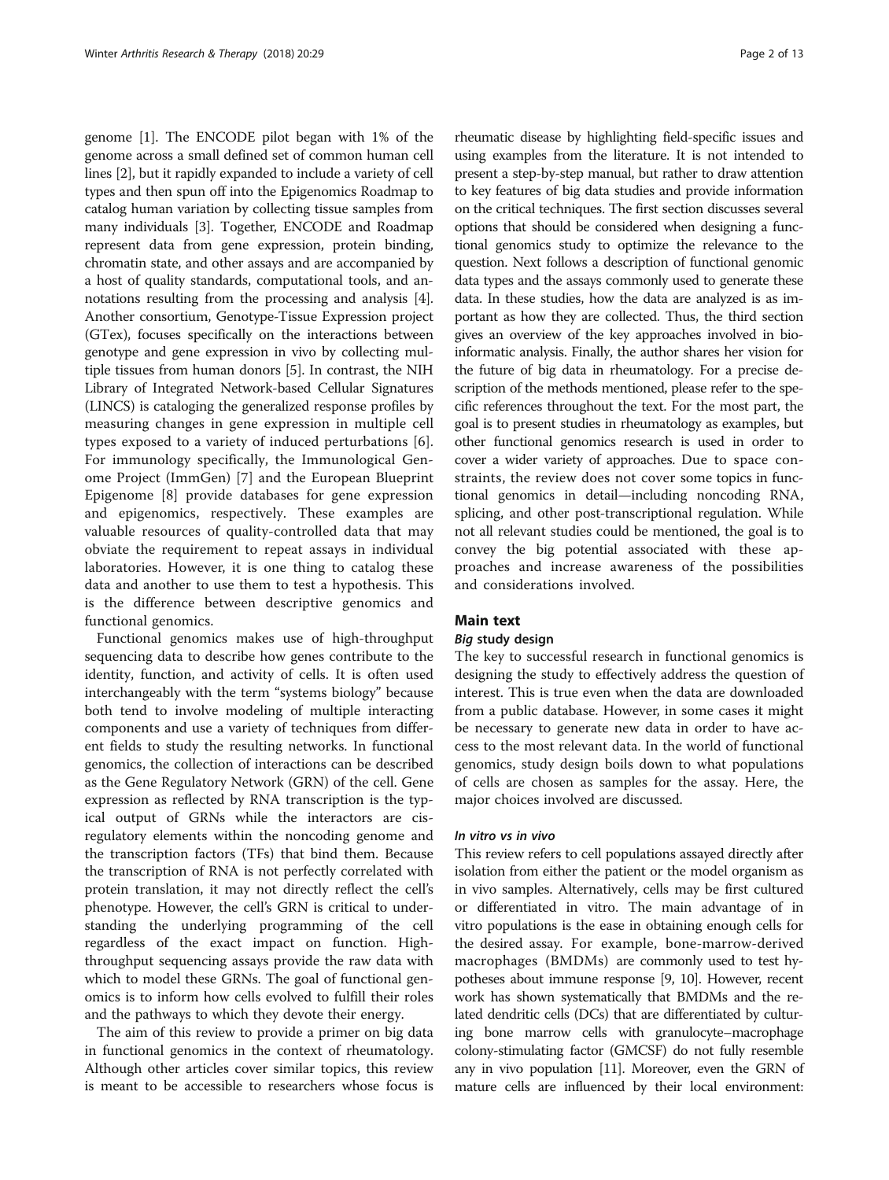genome [1]. The ENCODE pilot began with 1% of the genome across a small defined set of common human cell lines [2], but it rapidly expanded to include a variety of cell types and then spun off into the Epigenomics Roadmap to catalog human variation by collecting tissue samples from many individuals [3]. Together, ENCODE and Roadmap represent data from gene expression, protein binding, chromatin state, and other assays and are accompanied by a host of quality standards, computational tools, and annotations resulting from the processing and analysis [4]. Another consortium, Genotype-Tissue Expression project (GTex), focuses specifically on the interactions between genotype and gene expression in vivo by collecting multiple tissues from human donors [5]. In contrast, the NIH Library of Integrated Network-based Cellular Signatures (LINCS) is cataloging the generalized response profiles by measuring changes in gene expression in multiple cell types exposed to a variety of induced perturbations [6]. For immunology specifically, the Immunological Genome Project (ImmGen) [7] and the European Blueprint Epigenome [8] provide databases for gene expression and epigenomics, respectively. These examples are valuable resources of quality-controlled data that may obviate the requirement to repeat assays in individual laboratories. However, it is one thing to catalog these data and another to use them to test a hypothesis. This is the difference between descriptive genomics and functional genomics.

Functional genomics makes use of high-throughput sequencing data to describe how genes contribute to the identity, function, and activity of cells. It is often used interchangeably with the term "systems biology" because both tend to involve modeling of multiple interacting components and use a variety of techniques from different fields to study the resulting networks. In functional genomics, the collection of interactions can be described as the Gene Regulatory Network (GRN) of the cell. Gene expression as reflected by RNA transcription is the typical output of GRNs while the interactors are cis-regulatory elements within the noncoding genome and the transcription factors (TFs) that bind them. Because the transcription of RNA is not perfectly correlated with protein translation, it may not directly reflect the cell's phenotype. However, the cell's GRN is critical to understanding the underlying programming of the cell regardless of the exact impact on function. High-throughput sequencing assays provide the raw data with which to model these GRNs. The goal of functional genomics is to inform how cells evolved to fulfill their roles and the pathways to which they devote their energy.

The aim of this review to provide a primer on big data in functional genomics in the context of rheumatology. Although other articles cover similar topics, this review is meant to be accessible to researchers whose focus is rheumatic disease by highlighting field-specific issues and using examples from the literature. It is not intended to present a step-by-step manual, but rather to draw attention to key features of big data studies and provide information on the critical techniques. The first section discusses several options that should be considered when designing a functional genomics study to optimize the relevance to the question. Next follows a description of functional genomic data types and the assays commonly used to generate these data. In these studies, how the data are analyzed is as important as how they are collected. Thus, the third section gives an overview of the key approaches involved in bioinformatic analysis. Finally, the author shares her vision for the future of big data in rheumatology. For a precise description of the methods mentioned, please refer to the specific references throughout the text. For the most part, the goal is to present studies in rheumatology as examples, but other functional genomics research is used in order to cover a wider variety of approaches. Due to space constraints, the review does not cover some topics in functional genomics in detail—including noncoding RNA, splicing, and other post-transcriptional regulation. While not all relevant studies could be mentioned, the goal is to convey the big potential associated with these approaches and increase awareness of the possibilities and considerations involved.

## Main text

### *Big* study design

The key to successful research in functional genomics is designing the study to effectively address the question of interest. This is true even when the data are downloaded from a public database. However, in some cases it might be necessary to generate new data in order to have access to the most relevant data. In the world of functional genomics, study design boils down to what populations of cells are chosen as samples for the assay. Here, the major choices involved are discussed.

#### *In vitro vs in vivo*

This review refers to cell populations assayed directly after isolation from either the patient or the model organism as in vivo samples. Alternatively, cells may be first cultured or differentiated in vitro. The main advantage of in vitro populations is the ease in obtaining enough cells for the desired assay. For example, bone-marrow-derived macrophages (BMDMs) are commonly used to test hypotheses about immune response [9, 10]. However, recent work has shown systematically that BMDMs and the related dendritic cells (DCs) that are differentiated by culturing bone marrow cells with granulocyte–macrophage colony-stimulating factor (GMCSF) do not fully resemble any in vivo population [11]. Moreover, even the GRN of mature cells are influenced by their local environment: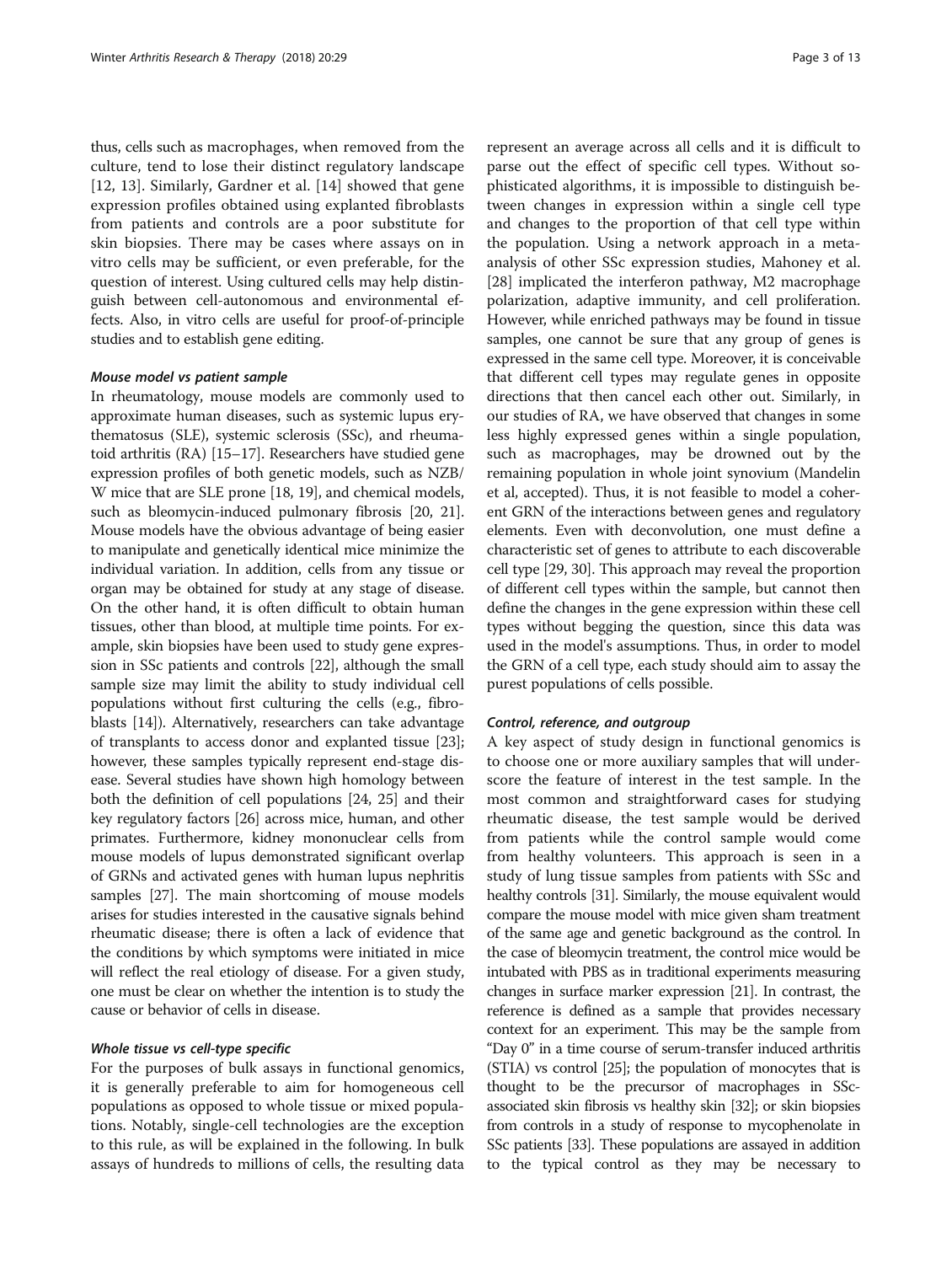thus, cells such as macrophages, when removed from the culture, tend to lose their distinct regulatory landscape [12, 13]. Similarly, Gardner et al. [14] showed that gene expression profiles obtained using explanted fibroblasts from patients and controls are a poor substitute for skin biopsies. There may be cases where assays on in vitro cells may be sufficient, or even preferable, for the question of interest. Using cultured cells may help distinguish between cell-autonomous and environmental effects. Also, in vitro cells are useful for proof-of-principle studies and to establish gene editing.

#### *Mouse model vs patient sample*

In rheumatology, mouse models are commonly used to approximate human diseases, such as systemic lupus erythematosus (SLE), systemic sclerosis (SSc), and rheumatoid arthritis (RA) [15–17]. Researchers have studied gene expression profiles of both genetic models, such as NZB/W mice that are SLE prone [18, 19], and chemical models, such as bleomycin-induced pulmonary fibrosis [20, 21]. Mouse models have the obvious advantage of being easier to manipulate and genetically identical mice minimize the individual variation. In addition, cells from any tissue or organ may be obtained for study at any stage of disease. On the other hand, it is often difficult to obtain human tissues, other than blood, at multiple time points. For example, skin biopsies have been used to study gene expression in SSc patients and controls [22], although the small sample size may limit the ability to study individual cell populations without first culturing the cells (e.g., fibroblasts [14]). Alternatively, researchers can take advantage of transplants to access donor and explanted tissue [23]; however, these samples typically represent end-stage disease. Several studies have shown high homology between both the definition of cell populations [24, 25] and their key regulatory factors [26] across mice, human, and other primates. Furthermore, kidney mononuclear cells from mouse models of lupus demonstrated significant overlap of GRNs and activated genes with human lupus nephritis samples [27]. The main shortcoming of mouse models arises for studies interested in the causative signals behind rheumatic disease; there is often a lack of evidence that the conditions by which symptoms were initiated in mice will reflect the real etiology of disease. For a given study, one must be clear on whether the intention is to study the cause or behavior of cells in disease.

#### *Whole tissue vs cell-type specific*

For the purposes of bulk assays in functional genomics, it is generally preferable to aim for homogeneous cell populations as opposed to whole tissue or mixed populations. Notably, single-cell technologies are the exception to this rule, as will be explained in the following. In bulk assays of hundreds to millions of cells, the resulting data represent an average across all cells and it is difficult to parse out the effect of specific cell types. Without sophisticated algorithms, it is impossible to distinguish between changes in expression within a single cell type and changes to the proportion of that cell type within the population. Using a network approach in a meta-analysis of other SSc expression studies, Mahoney et al. [28] implicated the interferon pathway, M2 macrophage polarization, adaptive immunity, and cell proliferation. However, while enriched pathways may be found in tissue samples, one cannot be sure that any group of genes is expressed in the same cell type. Moreover, it is conceivable that different cell types may regulate genes in opposite directions that then cancel each other out. Similarly, in our studies of RA, we have observed that changes in some less highly expressed genes within a single population, such as macrophages, may be drowned out by the remaining population in whole joint synovium (Mandelin et al, accepted). Thus, it is not feasible to model a coherent GRN of the interactions between genes and regulatory elements. Even with deconvolution, one must define a characteristic set of genes to attribute to each discoverable cell type [29, 30]. This approach may reveal the proportion of different cell types within the sample, but cannot then define the changes in the gene expression within these cell types without begging the question, since this data was used in the model's assumptions. Thus, in order to model the GRN of a cell type, each study should aim to assay the purest populations of cells possible.

#### *Control, reference, and outgroup*

A key aspect of study design in functional genomics is to choose one or more auxiliary samples that will underscore the feature of interest in the test sample. In the most common and straightforward cases for studying rheumatic disease, the test sample would be derived from patients while the control sample would come from healthy volunteers. This approach is seen in a study of lung tissue samples from patients with SSc and healthy controls [31]. Similarly, the mouse equivalent would compare the mouse model with mice given sham treatment of the same age and genetic background as the control. In the case of bleomycin treatment, the control mice would be intubated with PBS as in traditional experiments measuring changes in surface marker expression [21]. In contrast, the reference is defined as a sample that provides necessary context for an experiment. This may be the sample from "Day 0" in a time course of serum-transfer induced arthritis (STIA) vs control [25]; the population of monocytes that is thought to be the precursor of macrophages in SSc-associated skin fibrosis vs healthy skin [32]; or skin biopsies from controls in a study of response to mycophenolate in SSc patients [33]. These populations are assayed in addition to the typical control as they may be necessary to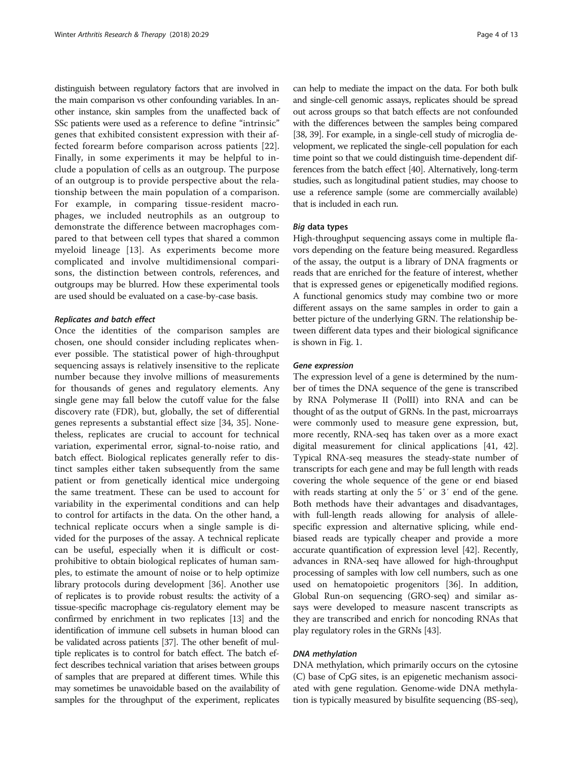distinguish between regulatory factors that are involved in the main comparison vs other confounding variables. In another instance, skin samples from the unaffected back of SSc patients were used as a reference to define "intrinsic" genes that exhibited consistent expression with their affected forearm before comparison across patients [22]. Finally, in some experiments it may be helpful to include a population of cells as an outgroup. The purpose of an outgroup is to provide perspective about the relationship between the main population of a comparison. For example, in comparing tissue-resident macrophages, we included neutrophils as an outgroup to demonstrate the difference between macrophages compared to that between cell types that shared a common myeloid lineage [13]. As experiments become more complicated and involve multidimensional comparisons, the distinction between controls, references, and outgroups may be blurred. How these experimental tools are used should be evaluated on a case-by-case basis.

#### *Replicates and batch effect*

Once the identities of the comparison samples are chosen, one should consider including replicates whenever possible. The statistical power of high-throughput sequencing assays is relatively insensitive to the replicate number because they involve millions of measurements for thousands of genes and regulatory elements. Any single gene may fall below the cutoff value for the false discovery rate (FDR), but, globally, the set of differential genes represents a substantial effect size [34, 35]. Nonetheless, replicates are crucial to account for technical variation, experimental error, signal-to-noise ratio, and batch effect. Biological replicates generally refer to distinct samples either taken subsequently from the same patient or from genetically identical mice undergoing the same treatment. These can be used to account for variability in the experimental conditions and can help to control for artifacts in the data. On the other hand, a technical replicate occurs when a single sample is divided for the purposes of the assay. A technical replicate can be useful, especially when it is difficult or cost-prohibitive to obtain biological replicates of human samples, to estimate the amount of noise or to help optimize library protocols during development [36]. Another use of replicates is to provide robust results: the activity of a tissue-specific macrophage cis-regulatory element may be confirmed by enrichment in two replicates [13] and the identification of immune cell subsets in human blood can be validated across patients [37]. The other benefit of multiple replicates is to control for batch effect. The batch effect describes technical variation that arises between groups of samples that are prepared at different times. While this may sometimes be unavoidable based on the availability of samples for the throughput of the experiment, replicates can help to mediate the impact on the data. For both bulk and single-cell genomic assays, replicates should be spread out across groups so that batch effects are not confounded with the differences between the samples being compared [38, 39]. For example, in a single-cell study of microglia development, we replicated the single-cell population for each time point so that we could distinguish time-dependent differences from the batch effect [40]. Alternatively, long-term studies, such as longitudinal patient studies, may choose to use a reference sample (some are commercially available) that is included in each run.

### *Big* data types

High-throughput sequencing assays come in multiple flavors depending on the feature being measured. Regardless of the assay, the output is a library of DNA fragments or reads that are enriched for the feature of interest, whether that is expressed genes or epigenetically modified regions. A functional genomics study may combine two or more different assays on the same samples in order to gain a better picture of the underlying GRN. The relationship between different data types and their biological significance is shown in Fig. 1.

#### *Gene expression*

The expression level of a gene is determined by the number of times the DNA sequence of the gene is transcribed by RNA Polymerase II (PolII) into RNA and can be thought of as the output of GRNs. In the past, microarrays were commonly used to measure gene expression, but, more recently, RNA-seq has taken over as a more exact digital measurement for clinical applications [41, 42]. Typical RNA-seq measures the steady-state number of transcripts for each gene and may be full length with reads covering the whole sequence of the gene or end biased with reads starting at only the 5′ or 3′ end of the gene. Both methods have their advantages and disadvantages, with full-length reads allowing for analysis of allele-specific expression and alternative splicing, while end-biased reads are typically cheaper and provide a more accurate quantification of expression level [42]. Recently, advances in RNA-seq have allowed for high-throughput processing of samples with low cell numbers, such as one used on hematopoietic progenitors [36]. In addition, Global Run-on sequencing (GRO-seq) and similar assays were developed to measure nascent transcripts as they are transcribed and enrich for noncoding RNAs that play regulatory roles in the GRNs [43].

#### *DNA methylation*

DNA methylation, which primarily occurs on the cytosine (C) base of CpG sites, is an epigenetic mechanism associated with gene regulation. Genome-wide DNA methylation is typically measured by bisulfite sequencing (BS-seq),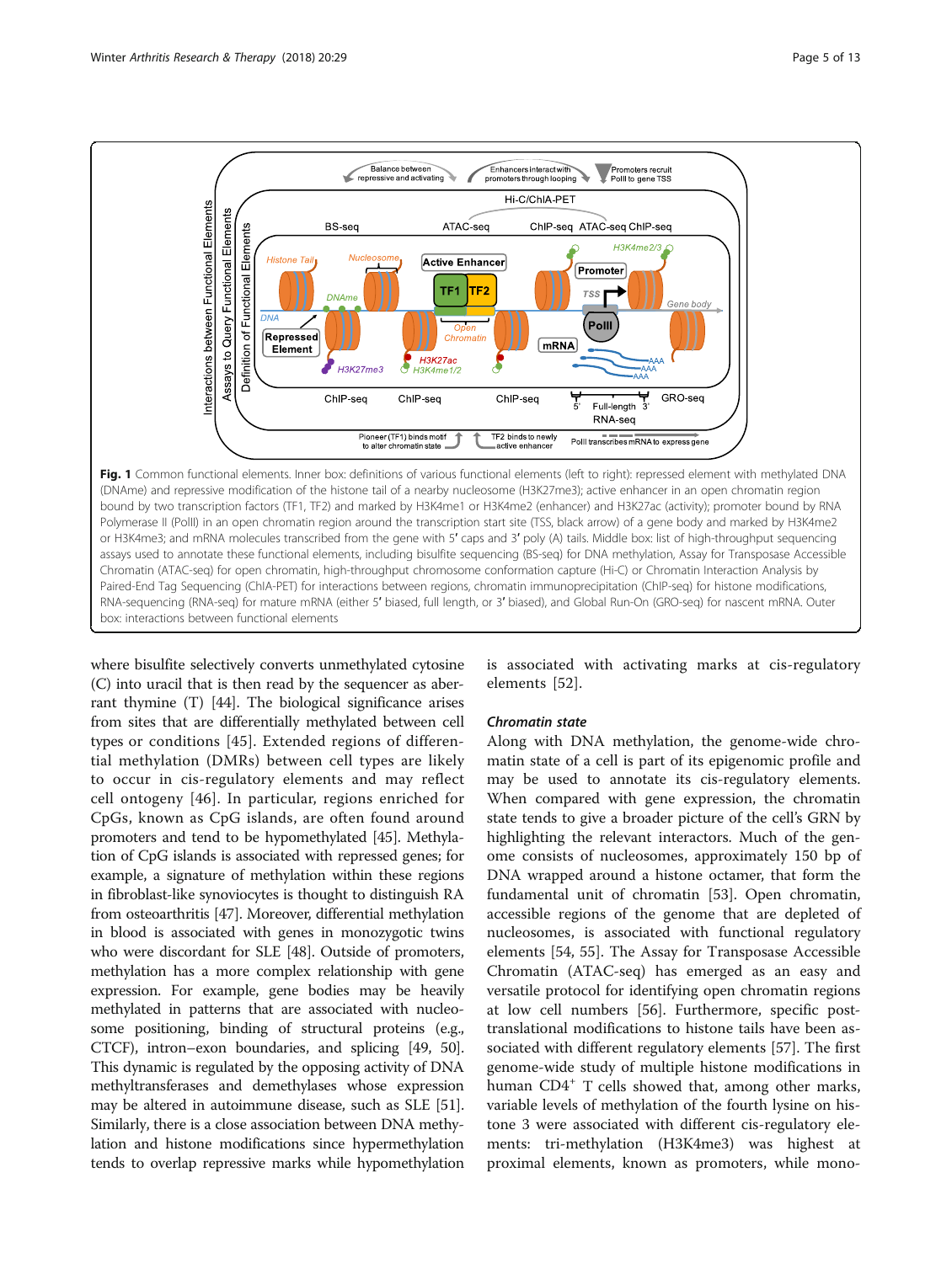**Fig. 1** Common functional elements. Inner box: definitions of various functional elements (left to right): repressed element with methylated DNA (DNAme) and repressive modification of the histone tail of a nearby nucleosome (H3K27me3); active enhancer in an open chromatin region bound by two transcription factors (TF1, TF2) and marked by H3K4me1 or H3K4me2 (enhancer) and H3K27ac (activity); promoter bound by RNA Polymerase II (PolII) in an open chromatin region around the transcription start site (TSS, black arrow) of a gene body and marked by H3K4me2 or H3K4me3; and mRNA molecules transcribed from the gene with 5′ caps and 3′ poly (A) tails. Middle box: list of high-throughput sequencing assays used to annotate these functional elements, including bisulfite sequencing (BS-seq) for DNA methylation, Assay for Transposase Accessible Chromatin (ATAC-seq) for open chromatin, high-throughput chromosome conformation capture (Hi-C) or Chromatin Interaction Analysis by Paired-End Tag Sequencing (ChIA-PET) for interactions between regions, chromatin immunoprecipitation (ChIP-seq) for histone modifications, RNA-sequencing (RNA-seq) for mature mRNA (either 5′ biased, full length, or 3′ biased), and Global Run-On (GRO-seq) for nascent mRNA. Outer box: interactions between functional elements

where bisulfite selectively converts unmethylated cytosine (C) into uracil that is then read by the sequencer as aberrant thymine (T) [44]. The biological significance arises from sites that are differentially methylated between cell types or conditions [45]. Extended regions of differential methylation (DMRs) between cell types are likely to occur in cis-regulatory elements and may reflect cell ontogeny [46]. In particular, regions enriched for CpGs, known as CpG islands, are often found around promoters and tend to be hypomethylated [45]. Methylation of CpG islands is associated with repressed genes; for example, a signature of methylation within these regions in fibroblast-like synoviocytes is thought to distinguish RA from osteoarthritis [47]. Moreover, differential methylation in blood is associated with genes in monozygotic twins who were discordant for SLE [48]. Outside of promoters, methylation has a more complex relationship with gene expression. For example, gene bodies may be heavily methylated in patterns that are associated with nucleosome positioning, binding of structural proteins (e.g., CTCF), intron–exon boundaries, and splicing [49, 50]. This dynamic is regulated by the opposing activity of DNA methyltransferases and demethylases whose expression may be altered in autoimmune disease, such as SLE [51]. Similarly, there is a close association between DNA methylation and histone modifications since hypermethylation tends to overlap repressive marks while hypomethylation is associated with activating marks at cis-regulatory elements [52].

### *Chromatin state*

Along with DNA methylation, the genome-wide chromatin state of a cell is part of its epigenomic profile and may be used to annotate its cis-regulatory elements. When compared with gene expression, the chromatin state tends to give a broader picture of the cell's GRN by highlighting the relevant interactors. Much of the genome consists of nucleosomes, approximately 150 bp of DNA wrapped around a histone octamer, that form the fundamental unit of chromatin [53]. Open chromatin, accessible regions of the genome that are depleted of nucleosomes, is associated with functional regulatory elements [54, 55]. The Assay for Transposase Accessible Chromatin (ATAC-seq) has emerged as an easy and versatile protocol for identifying open chromatin regions at low cell numbers [56]. Furthermore, specific post-translational modifications to histone tails have been associated with different regulatory elements [57]. The first genome-wide study of multiple histone modifications in human $CD4^+$ T cells showed that, among other marks, variable levels of methylation of the fourth lysine on histone 3 were associated with different cis-regulatory elements: tri-methylation (H3K4me3) was highest at proximal elements, known as promoters, while mono-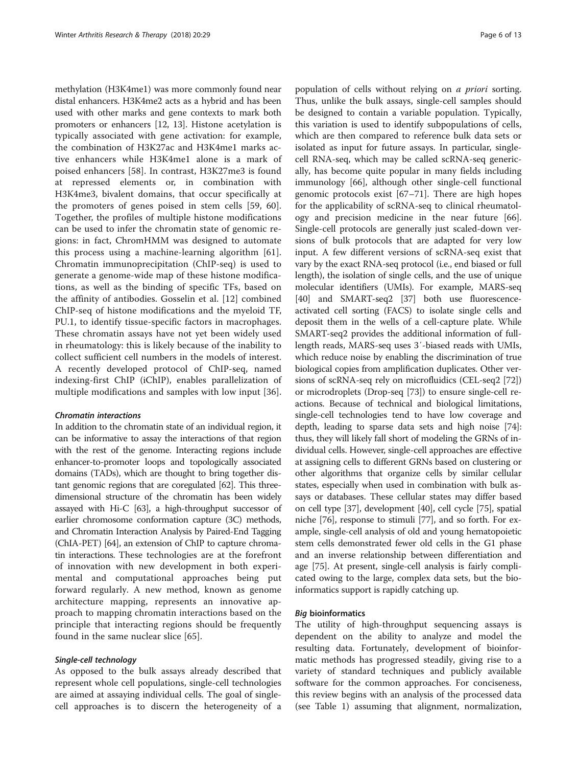methylation (H3K4me1) was more commonly found near distal enhancers. H3K4me2 acts as a hybrid and has been used with other marks and gene contexts to mark both promoters or enhancers [12, 13]. Histone acetylation is typically associated with gene activation: for example, the combination of H3K27ac and H3K4me1 marks active enhancers while H3K4me1 alone is a mark of poised enhancers [58]. In contrast, H3K27me3 is found at repressed elements or, in combination with H3K4me3, bivalent domains, that occur specifically at the promoters of genes poised in stem cells [59, 60]. Together, the profiles of multiple histone modifications can be used to infer the chromatin state of genomic regions: in fact, ChromHMM was designed to automate this process using a machine-learning algorithm [61]. Chromatin immunoprecipitation (ChIP-seq) is used to generate a genome-wide map of these histone modifications, as well as the binding of specific TFs, based on the affinity of antibodies. Gosselin et al. [12] combined ChIP-seq of histone modifications and the myeloid TF, PU.1, to identify tissue-specific factors in macrophages. These chromatin assays have not yet been widely used in rheumatology: this is likely because of the inability to collect sufficient cell numbers in the models of interest. A recently developed protocol of ChIP-seq, named indexing-first ChIP (iChIP), enables parallelization of multiple modifications and samples with low input [36].

#### *Chromatin interactions*

In addition to the chromatin state of an individual region, it can be informative to assay the interactions of that region with the rest of the genome. Interacting regions include enhancer-to-promoter loops and topologically associated domains (TADs), which are thought to bring together distant genomic regions that are coregulated [62]. This three-dimensional structure of the chromatin has been widely assayed with Hi-C [63], a high-throughput successor of earlier chromosome conformation capture (3C) methods, and Chromatin Interaction Analysis by Paired-End Tagging (ChIA-PET) [64], an extension of ChIP to capture chromatin interactions. These technologies are at the forefront of innovation with new development in both experimental and computational approaches being put forward regularly. A new method, known as genome architecture mapping, represents an innovative approach to mapping chromatin interactions based on the principle that interacting regions should be frequently found in the same nuclear slice [65].

#### *Single-cell technology*

As opposed to the bulk assays already described that represent whole cell populations, single-cell technologies are aimed at assaying individual cells. The goal of single-cell approaches is to discern the heterogeneity of a population of cells without relying on *a priori* sorting. Thus, unlike the bulk assays, single-cell samples should be designed to contain a variable population. Typically, this variation is used to identify subpopulations of cells, which are then compared to reference bulk data sets or isolated as input for future assays. In particular, single-cell RNA-seq, which may be called scRNA-seq generically, has become quite popular in many fields including immunology [66], although other single-cell functional genomic protocols exist [67–71]. There are high hopes for the applicability of scRNA-seq to clinical rheumatology and precision medicine in the near future [66]. Single-cell protocols are generally just scaled-down versions of bulk protocols that are adapted for very low input. A few different versions of scRNA-seq exist that vary by the exact RNA-seq protocol (i.e., end biased or full length), the isolation of single cells, and the use of unique molecular identifiers (UMIs). For example, MARS-seq [40] and SMART-seq2 [37] both use fluorescence-activated cell sorting (FACS) to isolate single cells and deposit them in the wells of a cell-capture plate. While SMART-seq2 provides the additional information of full-length reads, MARS-seq uses 3′-biased reads with UMIs, which reduce noise by enabling the discrimination of true biological copies from amplification duplicates. Other versions of scRNA-seq rely on microfluidics (CEL-seq2 [72]) or microdroplets (Drop-seq [73]) to ensure single-cell reactions. Because of technical and biological limitations, single-cell technologies tend to have low coverage and depth, leading to sparse data sets and high noise [74]: thus, they will likely fall short of modeling the GRNs of individual cells. However, single-cell approaches are effective at assigning cells to different GRNs based on clustering or other algorithms that organize cells by similar cellular states, especially when used in combination with bulk assays or databases. These cellular states may differ based on cell type [37], development [40], cell cycle [75], spatial niche [76], response to stimuli [77], and so forth. For example, single-cell analysis of old and young hematopoietic stem cells demonstrated fewer old cells in the G1 phase and an inverse relationship between differentiation and age [75]. At present, single-cell analysis is fairly complicated owing to the large, complex data sets, but the bioinformatics support is rapidly catching up.

### *Big* bioinformatics

The utility of high-throughput sequencing assays is dependent on the ability to analyze and model the resulting data. Fortunately, development of bioinformatic methods has progressed steadily, giving rise to a variety of standard techniques and publicly available software for the common approaches. For conciseness, this review begins with an analysis of the processed data (see Table 1) assuming that alignment, normalization,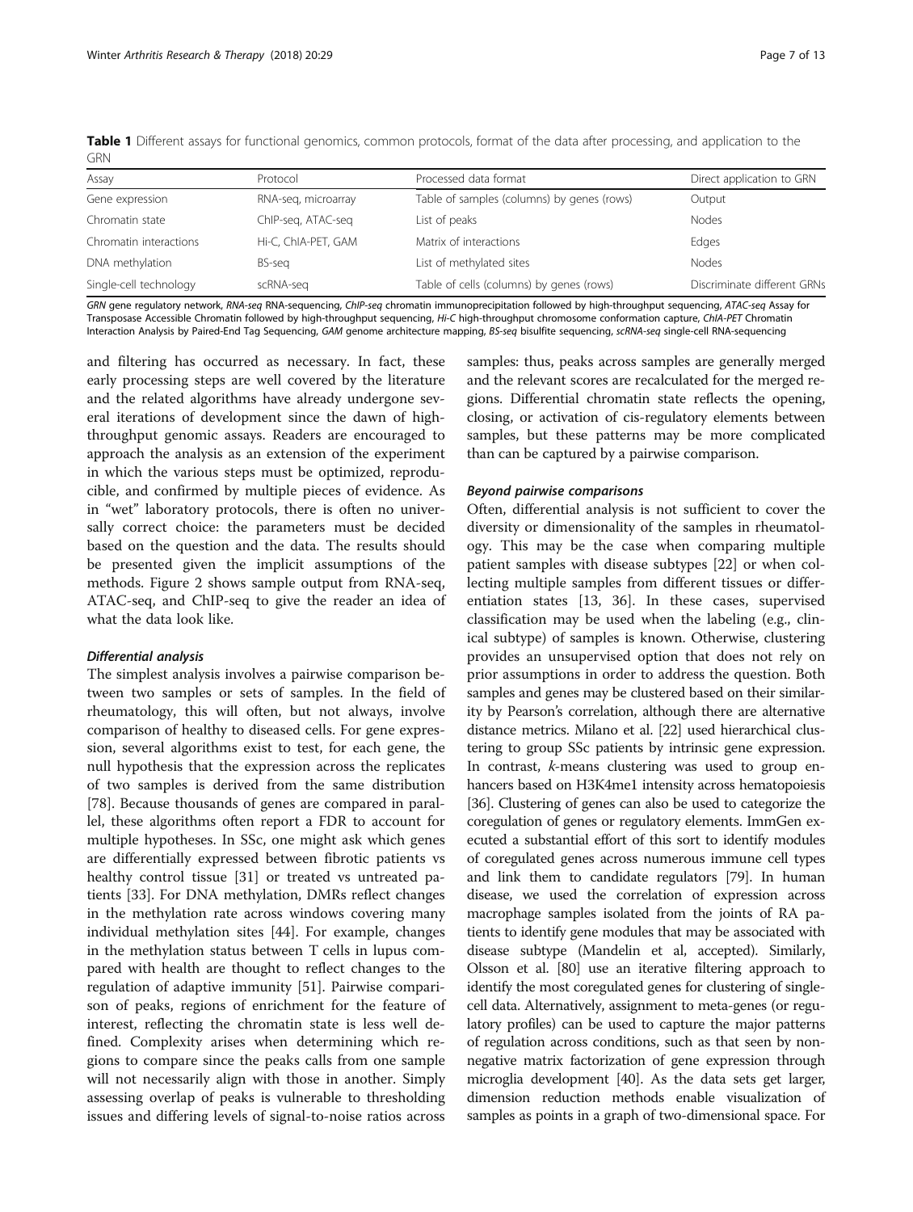**Table 1** Different assays for functional genomics, common protocols, format of the data after processing, and application to the GRN

| Assay | Protocol | Processed data format | Direct application to GRN |
| --- | --- | --- | --- |
| Gene expression | RNA-seq, microarray | Table of samples (columns) by genes (rows) | Output |
| Chromatin state | ChIP-seq, ATAC-seq | List of peaks | Nodes |
| Chromatin interactions | Hi-C, ChIA-PET, GAM | Matrix of interactions | Edges |
| DNA methylation | BS-seq | List of methylated sites | Nodes |
| Single-cell technology | scRNA-seq | Table of cells (columns) by genes (rows) | Discriminate different GRNs |

*GRN* gene regulatory network, *RNA-seq* RNA-sequencing, *ChIP-seq* chromatin immunoprecipitation followed by high-throughput sequencing, *ATAC-seq* Assay for Transposase Accessible Chromatin followed by high-throughput sequencing, *Hi-C* high-throughput chromosome conformation capture, *ChIA-PET* Chromatin Interaction Analysis by Paired-End Tag Sequencing, *GAM* genome architecture mapping, *BS-seq* bisulfite sequencing, *scRNA-seq* single-cell RNA-sequencing

and filtering has occurred as necessary. In fact, these early processing steps are well covered by the literature and the related algorithms have already undergone several iterations of development since the dawn of high-throughput genomic assays. Readers are encouraged to approach the analysis as an extension of the experiment in which the various steps must be optimized, reproducible, and confirmed by multiple pieces of evidence. As in "wet" laboratory protocols, there is often no universally correct choice: the parameters must be decided based on the question and the data. The results should be presented given the implicit assumptions of the methods. Figure 2 shows sample output from RNA-seq, ATAC-seq, and ChIP-seq to give the reader an idea of what the data look like.

#### Differential analysis

The simplest analysis involves a pairwise comparison between two samples or sets of samples. In the field of rheumatology, this will often, but not always, involve comparison of healthy to diseased cells. For gene expression, several algorithms exist to test, for each gene, the null hypothesis that the expression across the replicates of two samples is derived from the same distribution [78]. Because thousands of genes are compared in parallel, these algorithms often report a FDR to account for multiple hypotheses. In SSc, one might ask which genes are differentially expressed between fibrotic patients vs healthy control tissue [31] or treated vs untreated patients [33]. For DNA methylation, DMRs reflect changes in the methylation rate across windows covering many individual methylation sites [44]. For example, changes in the methylation status between T cells in lupus compared with health are thought to reflect changes to the regulation of adaptive immunity [51]. Pairwise comparison of peaks, regions of enrichment for the feature of interest, reflecting the chromatin state is less well defined. Complexity arises when determining which regions to compare since the peaks calls from one sample will not necessarily align with those in another. Simply assessing overlap of peaks is vulnerable to thresholding issues and differing levels of signal-to-noise ratios across samples: thus, peaks across samples are generally merged and the relevant scores are recalculated for the merged regions. Differential chromatin state reflects the opening, closing, or activation of cis-regulatory elements between samples, but these patterns may be more complicated than can be captured by a pairwise comparison.

#### Beyond pairwise comparisons

Often, differential analysis is not sufficient to cover the diversity or dimensionality of the samples in rheumatology. This may be the case when comparing multiple patient samples with disease subtypes [22] or when collecting multiple samples from different tissues or differentiation states [13, 36]. In these cases, supervised classification may be used when the labeling (e.g., clinical subtype) of samples is known. Otherwise, clustering provides an unsupervised option that does not rely on prior assumptions in order to address the question. Both samples and genes may be clustered based on their similarity by Pearson's correlation, although there are alternative distance metrics. Milano et al. [22] used hierarchical clustering to group SSc patients by intrinsic gene expression. In contrast, *k*-means clustering was used to group enhancers based on H3K4me1 intensity across hematopoiesis [36]. Clustering of genes can also be used to categorize the coregulation of genes or regulatory elements. ImmGen executed a substantial effort of this sort to identify modules of coregulated genes across numerous immune cell types and link them to candidate regulators [79]. In human disease, we used the correlation of expression across macrophage samples isolated from the joints of RA patients to identify gene modules that may be associated with disease subtype (Mandelin et al, accepted). Similarly, Olsson et al. [80] use an iterative filtering approach to identify the most coregulated genes for clustering of single-cell data. Alternatively, assignment to meta-genes (or regulatory profiles) can be used to capture the major patterns of regulation across conditions, such as that seen by non-negative matrix factorization of gene expression through microglia development [40]. As the data sets get larger, dimension reduction methods enable visualization of samples as points in a graph of two-dimensional space. For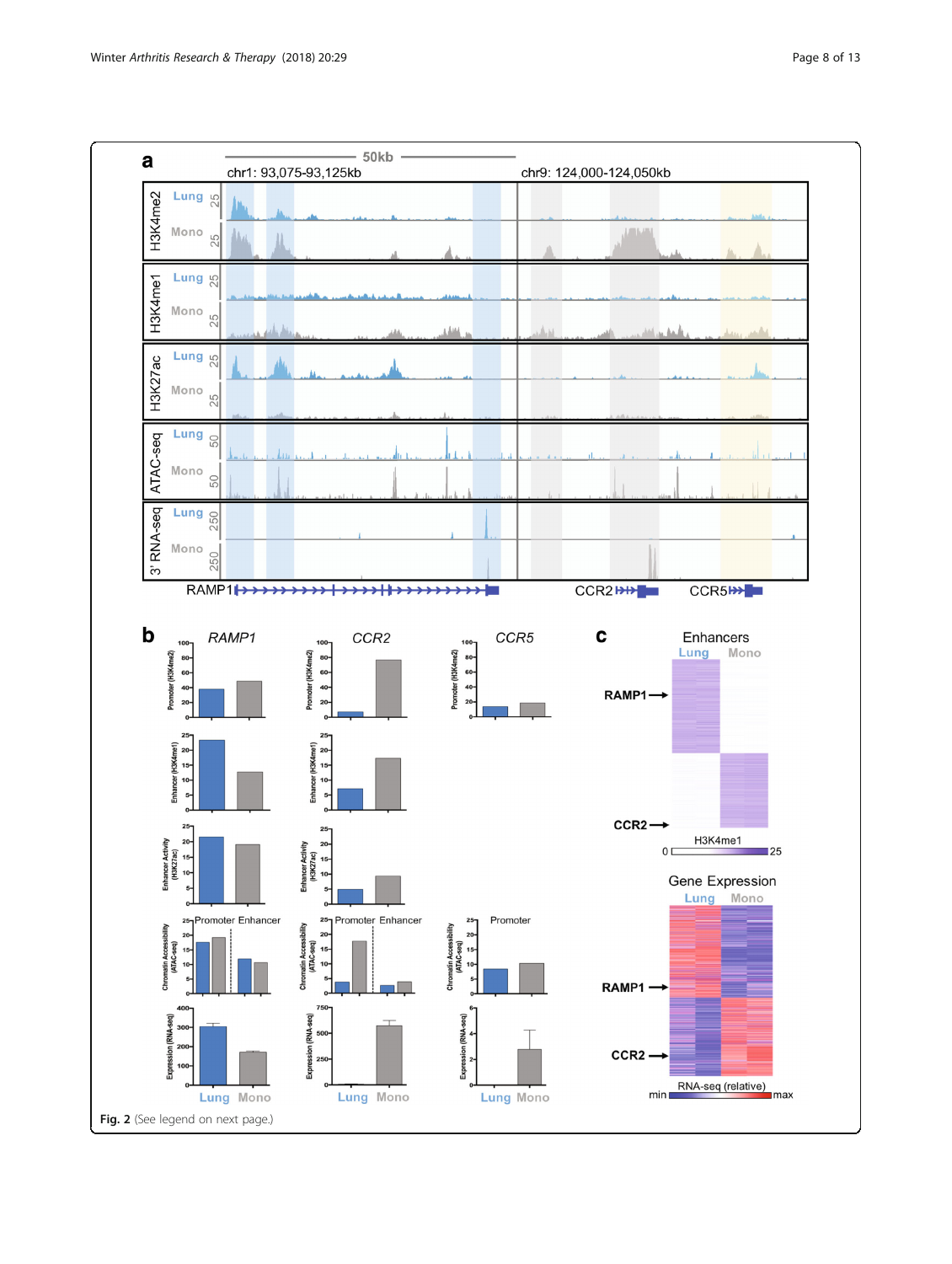**Fig. 2** (See legend on next page.)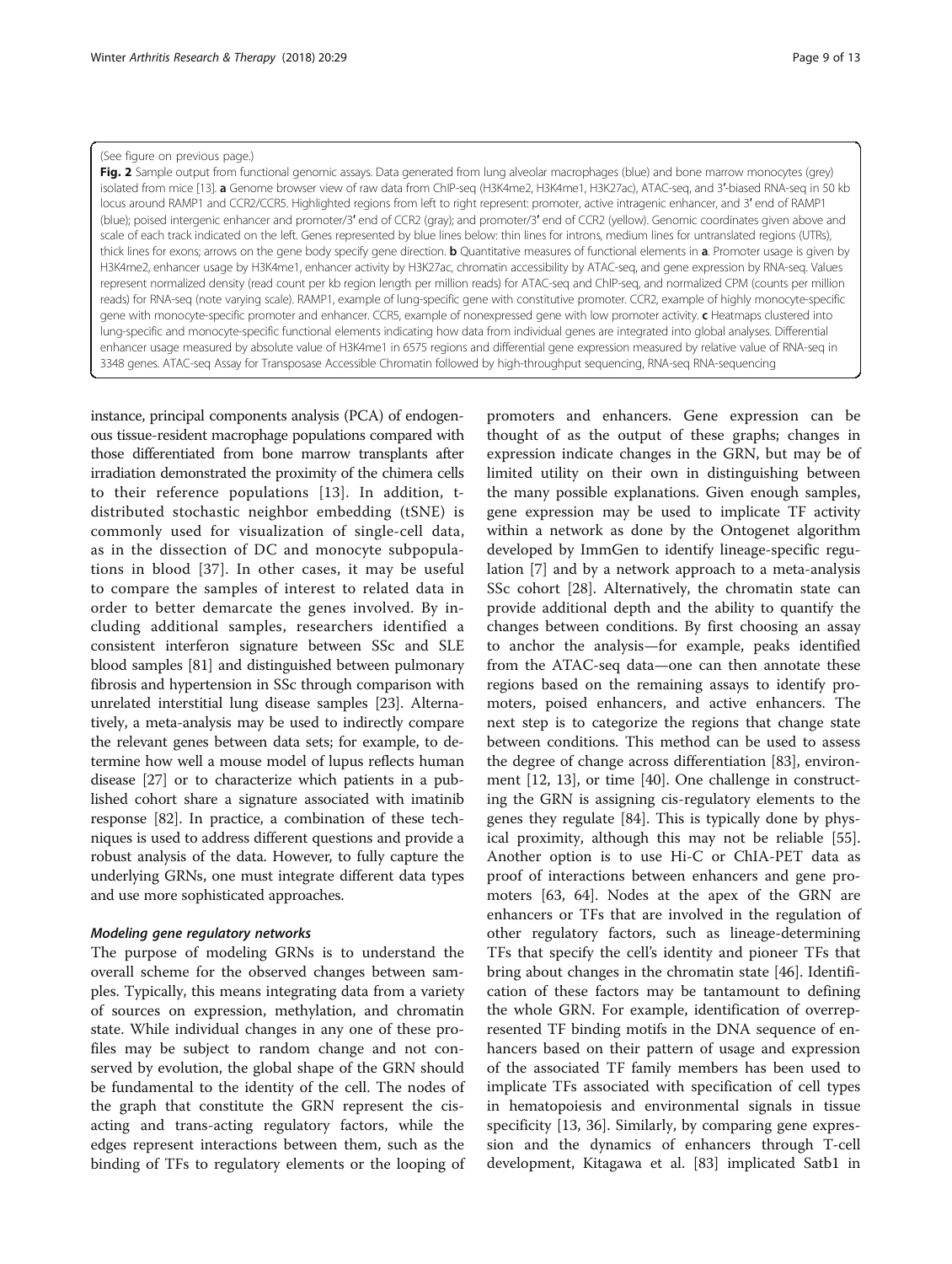(See figure on previous page.)

**Fig. 2** Sample output from functional genomic assays. Data generated from lung alveolar macrophages (blue) and bone marrow monocytes (grey) isolated from mice [13]. **a** Genome browser view of raw data from ChIP-seq (H3K4me2, H3K4me1, H3K27ac), ATAC-seq, and 3′-biased RNA-seq in 50 kb locus around RAMP1 and CCR2/CCR5. Highlighted regions from left to right represent: promoter, active intragenic enhancer, and 3′ end of RAMP1 (blue); poised intergenic enhancer and promoter/3′ end of CCR2 (gray); and promoter/3′ end of CCR2 (yellow). Genomic coordinates given above and scale of each track indicated on the left. Genes represented by blue lines below: thin lines for introns, medium lines for untranslated regions (UTRs), thick lines for exons; arrows on the gene body specify gene direction. **b** Quantitative measures of functional elements in **a**. Promoter usage is given by H3K4me2, enhancer usage by H3K4me1, enhancer activity by H3K27ac, chromatin accessibility by ATAC-seq, and gene expression by RNA-seq. Values represent normalized density (read count per kb region length per million reads) for ATAC-seq and ChIP-seq, and normalized CPM (counts per million reads) for RNA-seq (note varying scale). RAMP1, example of lung-specific gene with constitutive promoter. CCR2, example of highly monocyte-specific gene with monocyte-specific promoter and enhancer. CCR5, example of nonexpressed gene with low promoter activity. **c** Heatmaps clustered into lung-specific and monocyte-specific functional elements indicating how data from individual genes are integrated into global analyses. Differential enhancer usage measured by absolute value of H3K4me1 in 6575 regions and differential gene expression measured by relative value of RNA-seq in 3348 genes. ATAC-seq Assay for Transposase Accessible Chromatin followed by high-throughput sequencing, RNA-seq RNA-sequencing

instance, principal components analysis (PCA) of endogenous tissue-resident macrophage populations compared with those differentiated from bone marrow transplants after irradiation demonstrated the proximity of the chimera cells to their reference populations [13]. In addition, t-distributed stochastic neighbor embedding (tSNE) is commonly used for visualization of single-cell data, as in the dissection of DC and monocyte subpopulations in blood [37]. In other cases, it may be useful to compare the samples of interest to related data in order to better demarcate the genes involved. By including additional samples, researchers identified a consistent interferon signature between SSc and SLE blood samples [81] and distinguished between pulmonary fibrosis and hypertension in SSc through comparison with unrelated interstitial lung disease samples [23]. Alternatively, a meta-analysis may be used to indirectly compare the relevant genes between data sets; for example, to determine how well a mouse model of lupus reflects human disease [27] or to characterize which patients in a published cohort share a signature associated with imatinib response [82]. In practice, a combination of these techniques is used to address different questions and provide a robust analysis of the data. However, to fully capture the underlying GRNs, one must integrate different data types and use more sophisticated approaches.

#### *Modeling gene regulatory networks*

The purpose of modeling GRNs is to understand the overall scheme for the observed changes between samples. Typically, this means integrating data from a variety of sources on expression, methylation, and chromatin state. While individual changes in any one of these profiles may be subject to random change and not conserved by evolution, the global shape of the GRN should be fundamental to the identity of the cell. The nodes of the graph that constitute the GRN represent the cis-acting and trans-acting regulatory factors, while the edges represent interactions between them, such as the binding of TFs to regulatory elements or the looping of promoters and enhancers. Gene expression can be thought of as the output of these graphs; changes in expression indicate changes in the GRN, but may be of limited utility on their own in distinguishing between the many possible explanations. Given enough samples, gene expression may be used to implicate TF activity within a network as done by the Ontogenet algorithm developed by ImmGen to identify lineage-specific regulation [7] and by a network approach to a meta-analysis SSc cohort [28]. Alternatively, the chromatin state can provide additional depth and the ability to quantify the changes between conditions. By first choosing an assay to anchor the analysis—for example, peaks identified from the ATAC-seq data—one can then annotate these regions based on the remaining assays to identify promoters, poised enhancers, and active enhancers. The next step is to categorize the regions that change state between conditions. This method can be used to assess the degree of change across differentiation [83], environment [12, 13], or time [40]. One challenge in constructing the GRN is assigning cis-regulatory elements to the genes they regulate [84]. This is typically done by physical proximity, although this may not be reliable [55]. Another option is to use Hi-C or ChIA-PET data as proof of interactions between enhancers and gene promoters [63, 64]. Nodes at the apex of the GRN are enhancers or TFs that are involved in the regulation of other regulatory factors, such as lineage-determining TFs that specify the cell's identity and pioneer TFs that bring about changes in the chromatin state [46]. Identification of these factors may be tantamount to defining the whole GRN. For example, identification of overrepresented TF binding motifs in the DNA sequence of enhancers based on their pattern of usage and expression of the associated TF family members has been used to implicate TFs associated with specification of cell types in hematopoiesis and environmental signals in tissue specificity [13, 36]. Similarly, by comparing gene expression and the dynamics of enhancers through T-cell development, Kitagawa et al. [83] implicated Satb1 in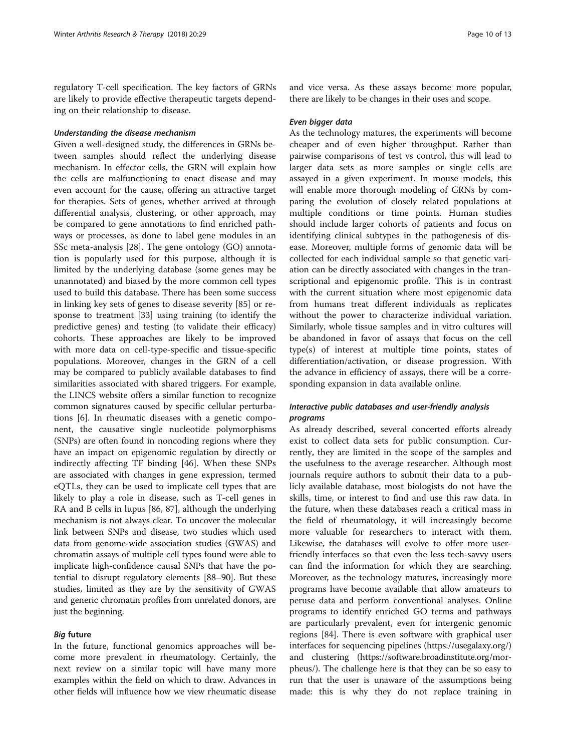regulatory T-cell specification. The key factors of GRNs are likely to provide effective therapeutic targets depending on their relationship to disease.

#### *Understanding the disease mechanism*

Given a well-designed study, the differences in GRNs between samples should reflect the underlying disease mechanism. In effector cells, the GRN will explain how the cells are malfunctioning to enact disease and may even account for the cause, offering an attractive target for therapies. Sets of genes, whether arrived at through differential analysis, clustering, or other approach, may be compared to gene annotations to find enriched pathways or processes, as done to label gene modules in an SSc meta-analysis [28]. The gene ontology (GO) annotation is popularly used for this purpose, although it is limited by the underlying database (some genes may be unannotated) and biased by the more common cell types used to build this database. There has been some success in linking key sets of genes to disease severity [85] or response to treatment [33] using training (to identify the predictive genes) and testing (to validate their efficacy) cohorts. These approaches are likely to be improved with more data on cell-type-specific and tissue-specific populations. Moreover, changes in the GRN of a cell may be compared to publicly available databases to find similarities associated with shared triggers. For example, the LINCS website offers a similar function to recognize common signatures caused by specific cellular perturbations [6]. In rheumatic diseases with a genetic component, the causative single nucleotide polymorphisms (SNPs) are often found in noncoding regions where they have an impact on epigenomic regulation by directly or indirectly affecting TF binding [46]. When these SNPs are associated with changes in gene expression, termed eQTLs, they can be used to implicate cell types that are likely to play a role in disease, such as T-cell genes in RA and B cells in lupus [86, 87], although the underlying mechanism is not always clear. To uncover the molecular link between SNPs and disease, two studies which used data from genome-wide association studies (GWAS) and chromatin assays of multiple cell types found were able to implicate high-confidence causal SNPs that have the potential to disrupt regulatory elements [88–90]. But these studies, limited as they are by the sensitivity of GWAS and generic chromatin profiles from unrelated donors, are just the beginning.

### *Big* future

In the future, functional genomics approaches will become more prevalent in rheumatology. Certainly, the next review on a similar topic will have many more examples within the field on which to draw. Advances in other fields will influence how we view rheumatic disease and vice versa. As these assays become more popular, there are likely to be changes in their uses and scope.

#### *Even bigger data*

As the technology matures, the experiments will become cheaper and of even higher throughput. Rather than pairwise comparisons of test vs control, this will lead to larger data sets as more samples or single cells are assayed in a given experiment. In mouse models, this will enable more thorough modeling of GRNs by comparing the evolution of closely related populations at multiple conditions or time points. Human studies should include larger cohorts of patients and focus on identifying clinical subtypes in the pathogenesis of disease. Moreover, multiple forms of genomic data will be collected for each individual sample so that genetic variation can be directly associated with changes in the transcriptional and epigenomic profile. This is in contrast with the current situation where most epigenomic data from humans treat different individuals as replicates without the power to characterize individual variation. Similarly, whole tissue samples and in vitro cultures will be abandoned in favor of assays that focus on the cell type(s) of interest at multiple time points, states of differentiation/activation, or disease progression. With the advance in efficiency of assays, there will be a corresponding expansion in data available online.

#### *Interactive public databases and user-friendly analysis programs*

As already described, several concerted efforts already exist to collect data sets for public consumption. Currently, they are limited in the scope of the samples and the usefulness to the average researcher. Although most journals require authors to submit their data to a publicly available database, most biologists do not have the skills, time, or interest to find and use this raw data. In the future, when these databases reach a critical mass in the field of rheumatology, it will increasingly become more valuable for researchers to interact with them. Likewise, the databases will evolve to offer more user-friendly interfaces so that even the less tech-savvy users can find the information for which they are searching. Moreover, as the technology matures, increasingly more programs have become available that allow amateurs to peruse data and perform conventional analyses. Online programs to identify enriched GO terms and pathways are particularly prevalent, even for intergenic genomic regions [84]. There is even software with graphical user interfaces for sequencing pipelines (https://usegalaxy.org/) and clustering (https://software.broadinstitute.org/morpheus/). The challenge here is that they can be so easy to run that the user is unaware of the assumptions being made: this is why they do not replace training in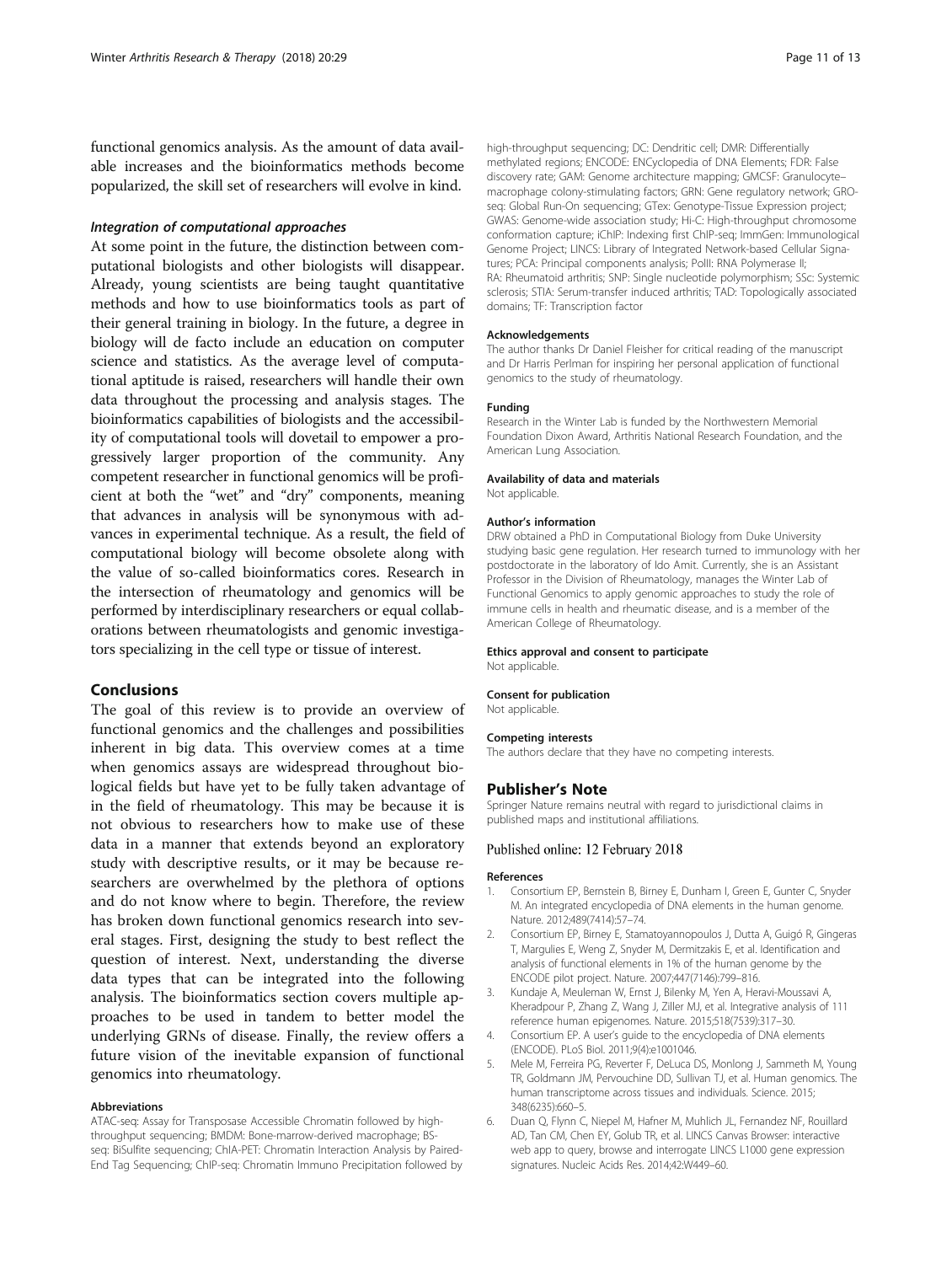functional genomics analysis. As the amount of data available increases and the bioinformatics methods become popularized, the skill set of researchers will evolve in kind.

#### Integration of computational approaches

At some point in the future, the distinction between computational biologists and other biologists will disappear. Already, young scientists are being taught quantitative methods and how to use bioinformatics tools as part of their general training in biology. In the future, a degree in biology will de facto include an education on computer science and statistics. As the average level of computational aptitude is raised, researchers will handle their own data throughout the processing and analysis stages. The bioinformatics capabilities of biologists and the accessibility of computational tools will dovetail to empower a progressively larger proportion of the community. Any competent researcher in functional genomics will be proficient at both the "wet" and "dry" components, meaning that advances in analysis will be synonymous with advances in experimental technique. As a result, the field of computational biology will become obsolete along with the value of so-called bioinformatics cores. Research in the intersection of rheumatology and genomics will be performed by interdisciplinary researchers or equal collaborations between rheumatologists and genomic investigators specializing in the cell type or tissue of interest.

## Conclusions

The goal of this review is to provide an overview of functional genomics and the challenges and possibilities inherent in big data. This overview comes at a time when genomics assays are widespread throughout biological fields but have yet to be fully taken advantage of in the field of rheumatology. This may be because it is not obvious to researchers how to make use of these data in a manner that extends beyond an exploratory study with descriptive results, or it may be because researchers are overwhelmed by the plethora of options and do not know where to begin. Therefore, the review has broken down functional genomics research into several stages. First, designing the study to best reflect the question of interest. Next, understanding the diverse data types that can be integrated into the following analysis. The bioinformatics section covers multiple approaches to be used in tandem to better model the underlying GRNs of disease. Finally, the review offers a future vision of the inevitable expansion of functional genomics into rheumatology.

#### Abbreviations

ATAC-seq: Assay for Transposase Accessible Chromatin followed by high-throughput sequencing; BMDM: Bone-marrow-derived macrophage; BS-seq: BiSulfite sequencing; ChIA-PET: Chromatin Interaction Analysis by Paired-End Tag Sequencing; ChIP-seq: Chromatin Immuno Precipitation followed by high-throughput sequencing; DC: Dendritic cell; DMR: Differentially methylated regions; ENCODE: ENCyclopedia of DNA Elements; FDR: False discovery rate; GAM: Genome architecture mapping; GMCSF: Granulocyte–macrophage colony-stimulating factors; GRN: Gene regulatory network; GRO-seq: Global Run-On sequencing; GTex: Genotype-Tissue Expression project; GWAS: Genome-wide association study; Hi-C: High-throughput chromosome conformation capture; iChIP: Indexing first ChIP-seq; ImmGen: Immunological Genome Project; LINCS: Library of Integrated Network-based Cellular Signatures; PCA: Principal components analysis; PolII: RNA Polymerase II; RA: Rheumatoid arthritis; SNP: Single nucleotide polymorphism; SSc: Systemic sclerosis; STIA: Serum-transfer induced arthritis; TAD: Topologically associated domains; TF: Transcription factor

#### Acknowledgements

The author thanks Dr Daniel Fleisher for critical reading of the manuscript and Dr Harris Perlman for inspiring her personal application of functional genomics to the study of rheumatology.

#### Funding

Research in the Winter Lab is funded by the Northwestern Memorial Foundation Dixon Award, Arthritis National Research Foundation, and the American Lung Association.

#### Availability of data and materials

Not applicable.

#### Author's information

DRW obtained a PhD in Computational Biology from Duke University studying basic gene regulation. Her research turned to immunology with her postdoctorate in the laboratory of Ido Amit. Currently, she is an Assistant Professor in the Division of Rheumatology, manages the Winter Lab of Functional Genomics to apply genomic approaches to study the role of immune cells in health and rheumatic disease, and is a member of the American College of Rheumatology.

#### Ethics approval and consent to participate

Not applicable.

#### Consent for publication

Not applicable.

#### Competing interests

The authors declare that they have no competing interests.

## Publisher's Note

Springer Nature remains neutral with regard to jurisdictional claims in published maps and institutional affiliations.

Published online: 12 February 2018

#### References

1. Consortium EP, Bernstein B, Birney E, Dunham I, Green E, Gunter C, Snyder M. An integrated encyclopedia of DNA elements in the human genome. Nature. 2012;489(7414):57–74.
2. Consortium EP, Birney E, Stamatoyannopoulos J, Dutta A, Guigó R, Gingeras T, Margulies E, Weng Z, Snyder M, Dermitzakis E, et al. Identification and analysis of functional elements in 1% of the human genome by the ENCODE pilot project. Nature. 2007;447(7146):799–816.
3. Kundaje A, Meuleman W, Ernst J, Bilenky M, Yen A, Heravi-Moussavi A, Kheradpour P, Zhang Z, Wang J, Ziller MJ, et al. Integrative analysis of 111 reference human epigenomes. Nature. 2015;518(7539):317–30.
4. Consortium EP. A user's guide to the encyclopedia of DNA elements (ENCODE). PLoS Biol. 2011;9(4):e1001046.
5. Mele M, Ferreira PG, Reverter F, DeLuca DS, Monlong J, Sammeth M, Young TR, Goldmann JM, Pervouchine DD, Sullivan TJ, et al. Human genomics. The human transcriptome across tissues and individuals. Science. 2015;348(6235):660–5.
6. Duan Q, Flynn C, Niepel M, Hafner M, Muhlich JL, Fernandez NF, Rouillard AD, Tan CM, Chen EY, Golub TR, et al. LINCS Canvas Browser: interactive web app to query, browse and interrogate LINCS L1000 gene expression signatures. Nucleic Acids Res. 2014;42:W449–60.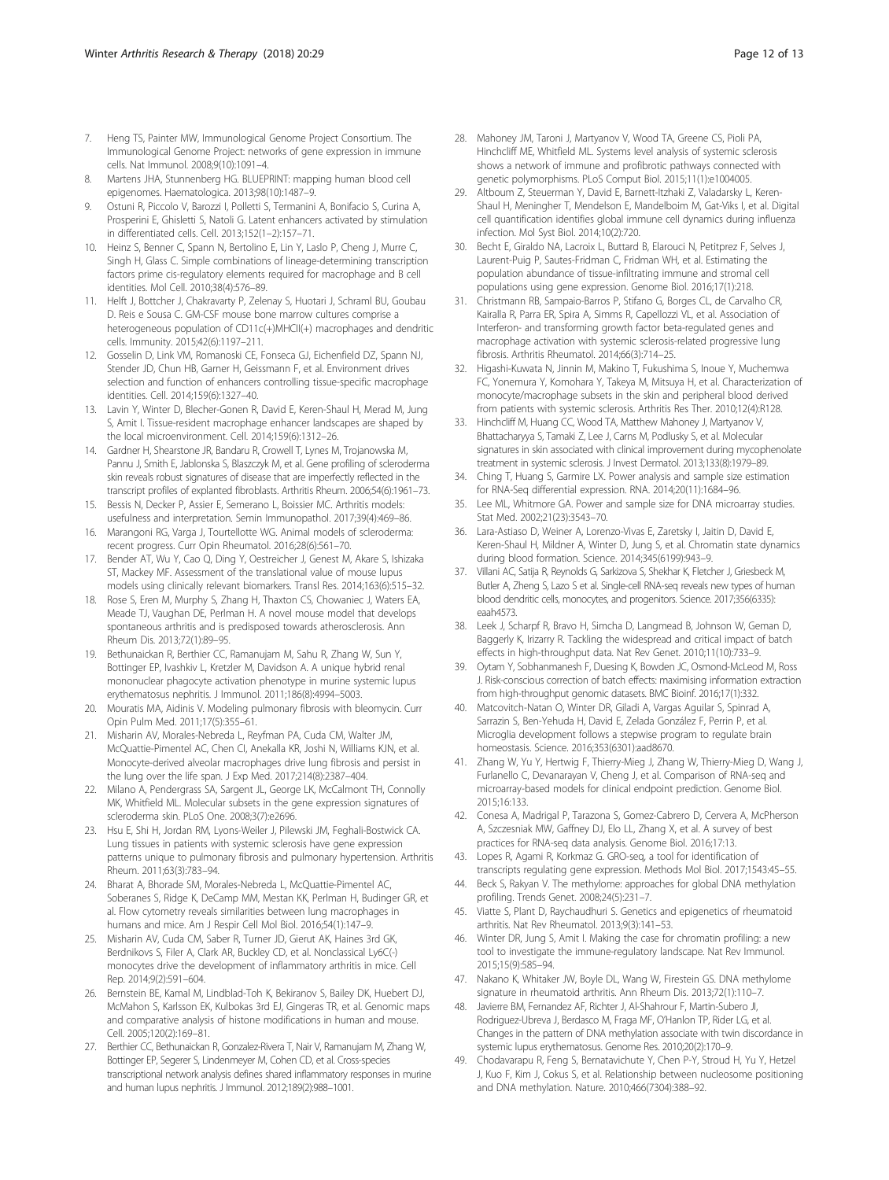7. Heng TS, Painter MW, Immunological Genome Project Consortium. The Immunological Genome Project: networks of gene expression in immune cells. Nat Immunol. 2008;9(10):1091–4.
8. Martens JHA, Stunnenberg HG. BLUEPRINT: mapping human blood cell epigenomes. Haematologica. 2013;98(10):1487–9.
9. Ostuni R, Piccolo V, Barozzi I, Polletti S, Termanini A, Bonifacio S, Curina A, Prosperini E, Ghisletti S, Natoli G. Latent enhancers activated by stimulation in differentiated cells. Cell. 2013;152(1–2):157–71.
10. Heinz S, Benner C, Spann N, Bertolino E, Lin Y, Laslo P, Cheng J, Murre C, Singh H, Glass C. Simple combinations of lineage-determining transcription factors prime cis-regulatory elements required for macrophage and B cell identities. Mol Cell. 2010;38(4):576–89.
11. Helft J, Bottcher J, Chakravarty P, Zelenay S, Huotari J, Schraml BU, Goubau D. Reis e Sousa C. GM-CSF mouse bone marrow cultures comprise a heterogeneous population of CD11c(+)MHCII(+) macrophages and dendritic cells. Immunity. 2015;42(6):1197–211.
12. Gosselin D, Link VM, Romanoski CE, Fonseca GJ, Eichenfield DZ, Spann NJ, Stender JD, Chun HB, Garner H, Geissmann F, et al. Environment drives selection and function of enhancers controlling tissue-specific macrophage identities. Cell. 2014;159(6):1327–40.
13. Lavin Y, Winter D, Blecher-Gonen R, David E, Keren-Shaul H, Merad M, Jung S, Amit I. Tissue-resident macrophage enhancer landscapes are shaped by the local microenvironment. Cell. 2014;159(6):1312–26.
14. Gardner H, Shearstone JR, Bandaru R, Crowell T, Lynes M, Trojanowska M, Pannu J, Smith E, Jablonska S, Blaszczyk M, et al. Gene profiling of scleroderma skin reveals robust signatures of disease that are imperfectly reflected in the transcript profiles of explanted fibroblasts. Arthritis Rheum. 2006;54(6):1961–73.
15. Bessis N, Decker P, Assier E, Semerano L, Boissier MC. Arthritis models: usefulness and interpretation. Semin Immunopathol. 2017;39(4):469–86.
16. Marangoni RG, Varga J, Tourtellotte WG. Animal models of scleroderma: recent progress. Curr Opin Rheumatol. 2016;28(6):561–70.
17. Bender AT, Wu Y, Cao Q, Ding Y, Oestreicher J, Genest M, Akare S, Ishizaka ST, Mackey MF. Assessment of the translational value of mouse lupus models using clinically relevant biomarkers. Transl Res. 2014;163(6):515–32.
18. Rose S, Eren M, Murphy S, Zhang H, Thaxton CS, Chowaniec J, Waters EA, Meade TJ, Vaughan DE, Perlman H. A novel mouse model that develops spontaneous arthritis and is predisposed towards atherosclerosis. Ann Rheum Dis. 2013;72(1):89–95.
19. Bethunaickan R, Berthier CC, Ramanujam M, Sahu R, Zhang W, Sun Y, Bottinger EP, Ivashkiv L, Kretzler M, Davidson A. A unique hybrid renal mononuclear phagocyte activation phenotype in murine systemic lupus erythematosus nephritis. J Immunol. 2011;186(8):4994–5003.
20. Mouratis MA, Aidinis V. Modeling pulmonary fibrosis with bleomycin. Curr Opin Pulm Med. 2011;17(5):355–61.
21. Misharin AV, Morales-Nebreda L, Reyfman PA, Cuda CM, Walter JM, McQuattie-Pimentel AC, Chen CI, Anekalla KR, Joshi N, Williams KJN, et al. Monocyte-derived alveolar macrophages drive lung fibrosis and persist in the lung over the life span. J Exp Med. 2017;214(8):2387–404.
22. Milano A, Pendergrass SA, Sargent JL, George LK, McCalmont TH, Connolly MK, Whitfield ML. Molecular subsets in the gene expression signatures of scleroderma skin. PLoS One. 2008;3(7):e2696.
23. Hsu E, Shi H, Jordan RM, Lyons-Weiler J, Pilewski JM, Feghali-Bostwick CA. Lung tissues in patients with systemic sclerosis have gene expression patterns unique to pulmonary fibrosis and pulmonary hypertension. Arthritis Rheum. 2011;63(3):783–94.
24. Bharat A, Bhorade SM, Morales-Nebreda L, McQuattie-Pimentel AC, Soberanes S, Ridge K, DeCamp MM, Mestan KK, Perlman H, Budinger GR, et al. Flow cytometry reveals similarities between lung macrophages in humans and mice. Am J Respir Cell Mol Biol. 2016;54(1):147–9.
25. Misharin AV, Cuda CM, Saber R, Turner JD, Gierut AK, Haines 3rd GK, Berdnikovs S, Filer A, Clark AR, Buckley CD, et al. Nonclassical Ly6C(-) monocytes drive the development of inflammatory arthritis in mice. Cell Rep. 2014;9(2):591–604.
26. Bernstein BE, Kamal M, Lindblad-Toh K, Bekiranov S, Bailey DK, Huebert DJ, McMahon S, Karlsson EK, Kulbokas 3rd EJ, Gingeras TR, et al. Genomic maps and comparative analysis of histone modifications in human and mouse. Cell. 2005;120(2):169–81.
27. Berthier CC, Bethunaickan R, Gonzalez-Rivera T, Nair V, Ramanujam M, Zhang W, Bottinger EP, Segerer S, Lindenmeyer M, Cohen CD, et al. Cross-species transcriptional network analysis defines shared inflammatory responses in murine and human lupus nephritis. J Immunol. 2012;189(2):988–1001.
28. Mahoney JM, Taroni J, Martyanov V, Wood TA, Greene CS, Pioli PA, Hinchcliff ME, Whitfield ML. Systems level analysis of systemic sclerosis shows a network of immune and profibrotic pathways connected with genetic polymorphisms. PLoS Comput Biol. 2015;11(1):e1004005.
29. Altboum Z, Steuerman Y, David E, Barnett-Itzhaki Z, Valadarsky L, Keren-Shaul H, Meningher T, Mendelson E, Mandelboim M, Gat-Viks I, et al. Digital cell quantification identifies global immune cell dynamics during influenza infection. Mol Syst Biol. 2014;10(2):720.
30. Becht E, Giraldo NA, Lacroix L, Buttard B, Elarouci N, Petitprez F, Selves J, Laurent-Puig P, Sautes-Fridman C, Fridman WH, et al. Estimating the population abundance of tissue-infiltrating immune and stromal cell populations using gene expression. Genome Biol. 2016;17(1):218.
31. Christmann RB, Sampaio-Barros P, Stifano G, Borges CL, de Carvalho CR, Kairalla R, Parra ER, Spira A, Simms R, Capellozzi VL, et al. Association of Interferon- and transforming growth factor beta-regulated genes and macrophage activation with systemic sclerosis-related progressive lung fibrosis. Arthritis Rheumatol. 2014;66(3):714–25.
32. Higashi-Kuwata N, Jinnin M, Makino T, Fukushima S, Inoue Y, Muchemwa FC, Yonemura Y, Komohara Y, Takeya M, Mitsuya H, et al. Characterization of monocyte/macrophage subsets in the skin and peripheral blood derived from patients with systemic sclerosis. Arthritis Res Ther. 2010;12(4):R128.
33. Hinchcliff M, Huang CC, Wood TA, Matthew Mahoney J, Martyanov V, Bhattacharyya S, Tamaki Z, Lee J, Carns M, Podlusky S, et al. Molecular signatures in skin associated with clinical improvement during mycophenolate treatment in systemic sclerosis. J Invest Dermatol. 2013;133(8):1979–89.
34. Ching T, Huang S, Garmire LX. Power analysis and sample size estimation for RNA-Seq differential expression. RNA. 2014;20(11):1684–96.
35. Lee ML, Whitmore GA. Power and sample size for DNA microarray studies. Stat Med. 2002;21(23):3543–70.
36. Lara-Astiaso D, Weiner A, Lorenzo-Vivas E, Zaretsky I, Jaitin D, David E, Keren-Shaul H, Mildner A, Winter D, Jung S, et al. Chromatin state dynamics during blood formation. Science. 2014;345(6199):943–9.
37. Villani AC, Satija R, Reynolds G, Sarkizova S, Shekhar K, Fletcher J, Griesbeck M, Butler A, Zheng S, Lazo S et al. Single-cell RNA-seq reveals new types of human blood dendritic cells, monocytes, and progenitors. Science. 2017;356(6335): eaah4573.
38. Leek J, Scharpf R, Bravo H, Simcha D, Langmead B, Johnson W, Geman D, Baggerly K, Irizarry R. Tackling the widespread and critical impact of batch effects in high-throughput data. Nat Rev Genet. 2010;11(10):733–9.
39. Oytam Y, Sobhanmanesh F, Duesing K, Bowden JC, Osmond-McLeod M, Ross J. Risk-conscious correction of batch effects: maximising information extraction from high-throughput genomic datasets. BMC Bioinf. 2016;17(1):332.
40. Matcovitch-Natan O, Winter DR, Giladi A, Vargas Aguilar S, Spinrad A, Sarrazin S, Ben-Yehuda H, David E, Zelada González F, Perrin P, et al. Microglia development follows a stepwise program to regulate brain homeostasis. Science. 2016;353(6301):aad8670.
41. Zhang W, Yu Y, Hertwig F, Thierry-Mieg J, Zhang W, Thierry-Mieg D, Wang J, Furlanello C, Devanarayan V, Cheng J, et al. Comparison of RNA-seq and microarray-based models for clinical endpoint prediction. Genome Biol. 2015;16:133.
42. Conesa A, Madrigal P, Tarazona S, Gomez-Cabrero D, Cervera A, McPherson A, Szczesniak MW, Gaffney DJ, Elo LL, Zhang X, et al. A survey of best practices for RNA-seq data analysis. Genome Biol. 2016;17:13.
43. Lopes R, Agami R, Korkmaz G. GRO-seq, a tool for identification of transcripts regulating gene expression. Methods Mol Biol. 2017;1543:45–55.
44. Beck S, Rakyan V. The methylome: approaches for global DNA methylation profiling. Trends Genet. 2008;24(5):231–7.
45. Viatte S, Plant D, Raychaudhuri S. Genetics and epigenetics of rheumatoid arthritis. Nat Rev Rheumatol. 2013;9(3):141–53.
46. Winter DR, Jung S, Amit I. Making the case for chromatin profiling: a new tool to investigate the immune-regulatory landscape. Nat Rev Immunol. 2015;15(9):585–94.
47. Nakano K, Whitaker JW, Boyle DL, Wang W, Firestein GS. DNA methylome signature in rheumatoid arthritis. Ann Rheum Dis. 2013;72(1):110–7.
48. Javierre BM, Fernandez AF, Richter J, Al-Shahrour F, Martin-Subero JI, Rodriguez-Ubreva J, Berdasco M, Fraga MF, O'Hanlon TP, Rider LG, et al. Changes in the pattern of DNA methylation associate with twin discordance in systemic lupus erythematosus. Genome Res. 2010;20(2):170–9.
49. Chodavarapu R, Feng S, Bernatavichute Y, Chen P-Y, Stroud H, Yu Y, Hetzel J, Kuo F, Kim J, Cokus S, et al. Relationship between nucleosome positioning and DNA methylation. Nature. 2010;466(7304):388–92.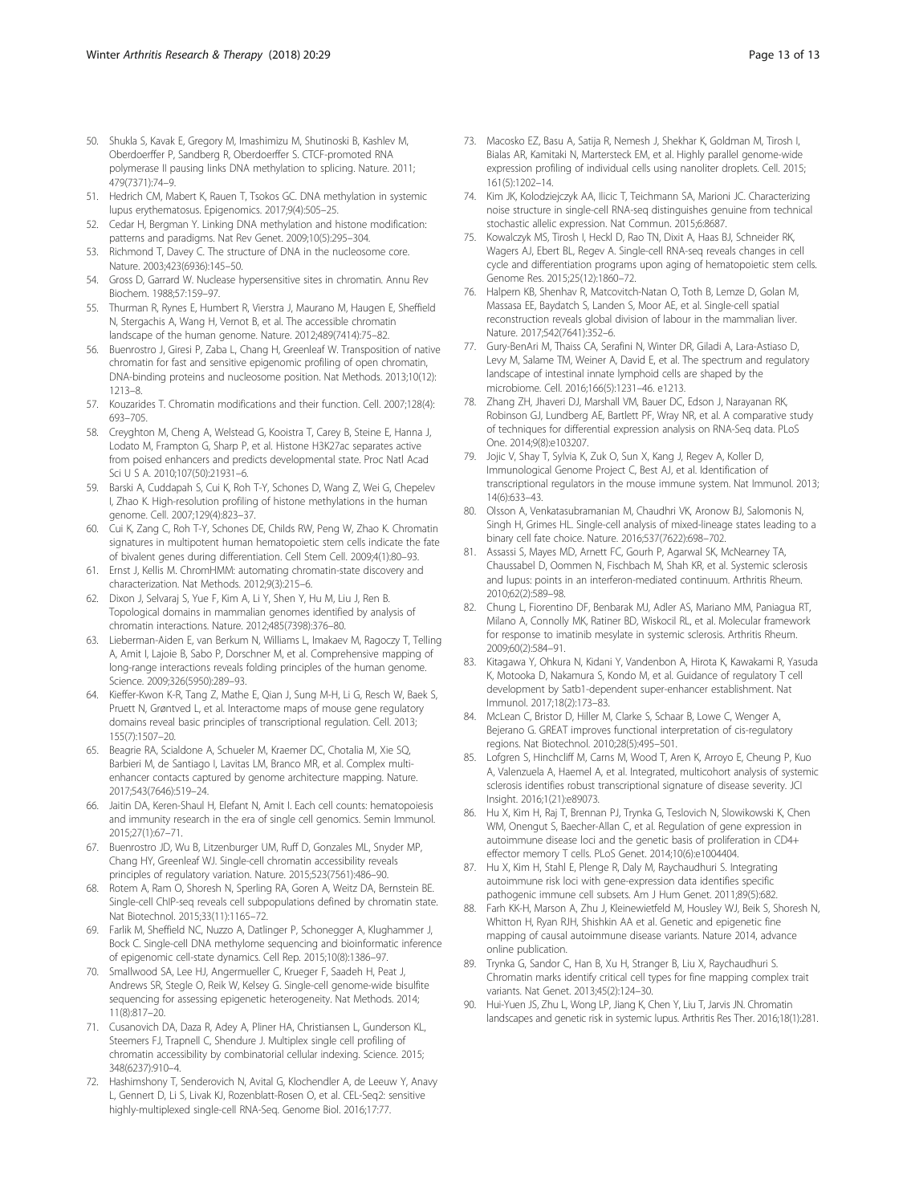50. Shukla S, Kavak E, Gregory M, Imashimizu M, Shutinoski B, Kashlev M, Oberdoerffer P, Sandberg R, Oberdoerffer S. CTCF-promoted RNA polymerase II pausing links DNA methylation to splicing. Nature. 2011; 479(7371):74–9.
51. Hedrich CM, Mabert K, Rauen T, Tsokos GC. DNA methylation in systemic lupus erythematosus. Epigenomics. 2017;9(4):505–25.
52. Cedar H, Bergman Y. Linking DNA methylation and histone modification: patterns and paradigms. Nat Rev Genet. 2009;10(5):295–304.
53. Richmond T, Davey C. The structure of DNA in the nucleosome core. Nature. 2003;423(6936):145–50.
54. Gross D, Garrard W. Nuclease hypersensitive sites in chromatin. Annu Rev Biochem. 1988;57:159–97.
55. Thurman R, Rynes E, Humbert R, Vierstra J, Maurano M, Haugen E, Sheffield N, Stergachis A, Wang H, Vernot B, et al. The accessible chromatin landscape of the human genome. Nature. 2012;489(7414):75–82.
56. Buenrostro J, Giresi P, Zaba L, Chang H, Greenleaf W. Transposition of native chromatin for fast and sensitive epigenomic profiling of open chromatin, DNA-binding proteins and nucleosome position. Nat Methods. 2013;10(12): 1213–8.
57. Kouzarides T. Chromatin modifications and their function. Cell. 2007;128(4): 693–705.
58. Creyghton M, Cheng A, Welstead G, Kooistra T, Carey B, Steine E, Hanna J, Lodato M, Frampton G, Sharp P, et al. Histone H3K27ac separates active from poised enhancers and predicts developmental state. Proc Natl Acad Sci U S A. 2010;107(50):21931–6.
59. Barski A, Cuddapah S, Cui K, Roh T-Y, Schones D, Wang Z, Wei G, Chepelev I, Zhao K. High-resolution profiling of histone methylations in the human genome. Cell. 2007;129(4):823–37.
60. Cui K, Zang C, Roh T-Y, Schones DE, Childs RW, Peng W, Zhao K. Chromatin signatures in multipotent human hematopoietic stem cells indicate the fate of bivalent genes during differentiation. Cell Stem Cell. 2009;4(1):80–93.
61. Ernst J, Kellis M. ChromHMM: automating chromatin-state discovery and characterization. Nat Methods. 2012;9(3):215–6.
62. Dixon J, Selvaraj S, Yue F, Kim A, Li Y, Shen Y, Hu M, Liu J, Ren B. Topological domains in mammalian genomes identified by analysis of chromatin interactions. Nature. 2012;485(7398):376–80.
63. Lieberman-Aiden E, van Berkum N, Williams L, Imakaev M, Ragoczy T, Telling A, Amit I, Lajoie B, Sabo P, Dorschner M, et al. Comprehensive mapping of long-range interactions reveals folding principles of the human genome. Science. 2009;326(5950):289–93.
64. Kieffer-Kwon K-R, Tang Z, Mathe E, Qian J, Sung M-H, Li G, Resch W, Baek S, Pruett N, Grøntved L, et al. Interactome maps of mouse gene regulatory domains reveal basic principles of transcriptional regulation. Cell. 2013; 155(7):1507–20.
65. Beagrie RA, Scialdone A, Schueler M, Kraemer DC, Chotalia M, Xie SQ, Barbieri M, de Santiago I, Lavitas LM, Branco MR, et al. Complex multi-enhancer contacts captured by genome architecture mapping. Nature. 2017;543(7646):519–24.
66. Jaitin DA, Keren-Shaul H, Elefant N, Amit I. Each cell counts: hematopoiesis and immunity research in the era of single cell genomics. Semin Immunol. 2015;27(1):67–71.
67. Buenrostro JD, Wu B, Litzenburger UM, Ruff D, Gonzales ML, Snyder MP, Chang HY, Greenleaf WJ. Single-cell chromatin accessibility reveals principles of regulatory variation. Nature. 2015;523(7561):486–90.
68. Rotem A, Ram O, Shoresh N, Sperling RA, Goren A, Weitz DA, Bernstein BE. Single-cell ChIP-seq reveals cell subpopulations defined by chromatin state. Nat Biotechnol. 2015;33(11):1165–72.
69. Farlik M, Sheffield NC, Nuzzo A, Datlinger P, Schonegger A, Klughammer J, Bock C. Single-cell DNA methylome sequencing and bioinformatic inference of epigenomic cell-state dynamics. Cell Rep. 2015;10(8):1386–97.
70. Smallwood SA, Lee HJ, Angermueller C, Krueger F, Saadeh H, Peat J, Andrews SR, Stegle O, Reik W, Kelsey G. Single-cell genome-wide bisulfite sequencing for assessing epigenetic heterogeneity. Nat Methods. 2014; 11(8):817–20.
71. Cusanovich DA, Daza R, Adey A, Pliner HA, Christiansen L, Gunderson KL, Steemers FJ, Trapnell C, Shendure J. Multiplex single cell profiling of chromatin accessibility by combinatorial cellular indexing. Science. 2015; 348(6237):910–4.
72. Hashimshony T, Senderovich N, Avital G, Klochendler A, de Leeuw Y, Anavy L, Gennert D, Li S, Livak KJ, Rozenblatt-Rosen O, et al. CEL-Seq2: sensitive highly-multiplexed single-cell RNA-Seq. Genome Biol. 2016;17:77.
73. Macosko EZ, Basu A, Satija R, Nemesh J, Shekhar K, Goldman M, Tirosh I, Bialas AR, Kamitaki N, Martersteck EM, et al. Highly parallel genome-wide expression profiling of individual cells using nanoliter droplets. Cell. 2015; 161(5):1202–14.
74. Kim JK, Kolodziejczyk AA, Ilicic T, Teichmann SA, Marioni JC. Characterizing noise structure in single-cell RNA-seq distinguishes genuine from technical stochastic allelic expression. Nat Commun. 2015;6:8687.
75. Kowalczyk MS, Tirosh I, Heckl D, Rao TN, Dixit A, Haas BJ, Schneider RK, Wagers AJ, Ebert BL, Regev A. Single-cell RNA-seq reveals changes in cell cycle and differentiation programs upon aging of hematopoietic stem cells. Genome Res. 2015;25(12):1860–72.
76. Halpern KB, Shenhav R, Matcovitch-Natan O, Toth B, Lemze D, Golan M, Massasa EE, Baydatch S, Landen S, Moor AE, et al. Single-cell spatial reconstruction reveals global division of labour in the mammalian liver. Nature. 2017;542(7641):352–6.
77. Gury-BenAri M, Thaiss CA, Serafini N, Winter DR, Giladi A, Lara-Astiaso D, Levy M, Salame TM, Weiner A, David E, et al. The spectrum and regulatory landscape of intestinal innate lymphoid cells are shaped by the microbiome. Cell. 2016;166(5):1231–46. e1213.
78. Zhang ZH, Jhaveri DJ, Marshall VM, Bauer DC, Edson J, Narayanan RK, Robinson GJ, Lundberg AE, Bartlett PF, Wray NR, et al. A comparative study of techniques for differential expression analysis on RNA-Seq data. PLoS One. 2014;9(8):e103207.
79. Jojic V, Shay T, Sylvia K, Zuk O, Sun X, Kang J, Regev A, Koller D, Immunological Genome Project C, Best AJ, et al. Identification of transcriptional regulators in the mouse immune system. Nat Immunol. 2013; 14(6):633–43.
80. Olsson A, Venkatasubramanian M, Chaudhri VK, Aronow BJ, Salomonis N, Singh H, Grimes HL. Single-cell analysis of mixed-lineage states leading to a binary cell fate choice. Nature. 2016;537(7622):698–702.
81. Assassi S, Mayes MD, Arnett FC, Gourh P, Agarwal SK, McNearney TA, Chaussabel D, Oommen N, Fischbach M, Shah KR, et al. Systemic sclerosis and lupus: points in an interferon-mediated continuum. Arthritis Rheum. 2010;62(2):589–98.
82. Chung L, Fiorentino DF, Benbarak MJ, Adler AS, Mariano MM, Paniagua RT, Milano A, Connolly MK, Ratiner BD, Wiskocil RL, et al. Molecular framework for response to imatinib mesylate in systemic sclerosis. Arthritis Rheum. 2009;60(2):584–91.
83. Kitagawa Y, Ohkura N, Kidani Y, Vandenbon A, Hirota K, Kawakami R, Yasuda K, Motooka D, Nakamura S, Kondo M, et al. Guidance of regulatory T cell development by Satb1-dependent super-enhancer establishment. Nat Immunol. 2017;18(2):173–83.
84. McLean C, Bristor D, Hiller M, Clarke S, Schaar B, Lowe C, Wenger A, Bejerano G. GREAT improves functional interpretation of cis-regulatory regions. Nat Biotechnol. 2010;28(5):495–501.
85. Lofgren S, Hinchcliff M, Carns M, Wood T, Aren K, Arroyo E, Cheung P, Kuo A, Valenzuela A, Haemel A, et al. Integrated, multicohort analysis of systemic sclerosis identifies robust transcriptional signature of disease severity. JCI Insight. 2016;1(21):e89073.
86. Hu X, Kim H, Raj T, Brennan PJ, Trynka G, Teslovich N, Slowikowski K, Chen WM, Onengut S, Baecher-Allan C, et al. Regulation of gene expression in autoimmune disease loci and the genetic basis of proliferation in CD4+ effector memory T cells. PLoS Genet. 2014;10(6):e1004404.
87. Hu X, Kim H, Stahl E, Plenge R, Daly M, Raychaudhuri S. Integrating autoimmune risk loci with gene-expression data identifies specific pathogenic immune cell subsets. Am J Hum Genet. 2011;89(5):682.
88. Farh KK-H, Marson A, Zhu J, Kleinewietfeld M, Housley WJ, Beik S, Shoresh N, Whitton H, Ryan RJH, Shishkin AA et al. Genetic and epigenetic fine mapping of causal autoimmune disease variants. Nature 2014, advance online publication.
89. Trynka G, Sandor C, Han B, Xu H, Stranger B, Liu X, Raychaudhuri S. Chromatin marks identify critical cell types for fine mapping complex trait variants. Nat Genet. 2013;45(2):124–30.
90. Hui-Yuen JS, Zhu L, Wong LP, Jiang K, Chen Y, Liu T, Jarvis JN. Chromatin landscapes and genetic risk in systemic lupus. Arthritis Res Ther. 2016;18(1):281.